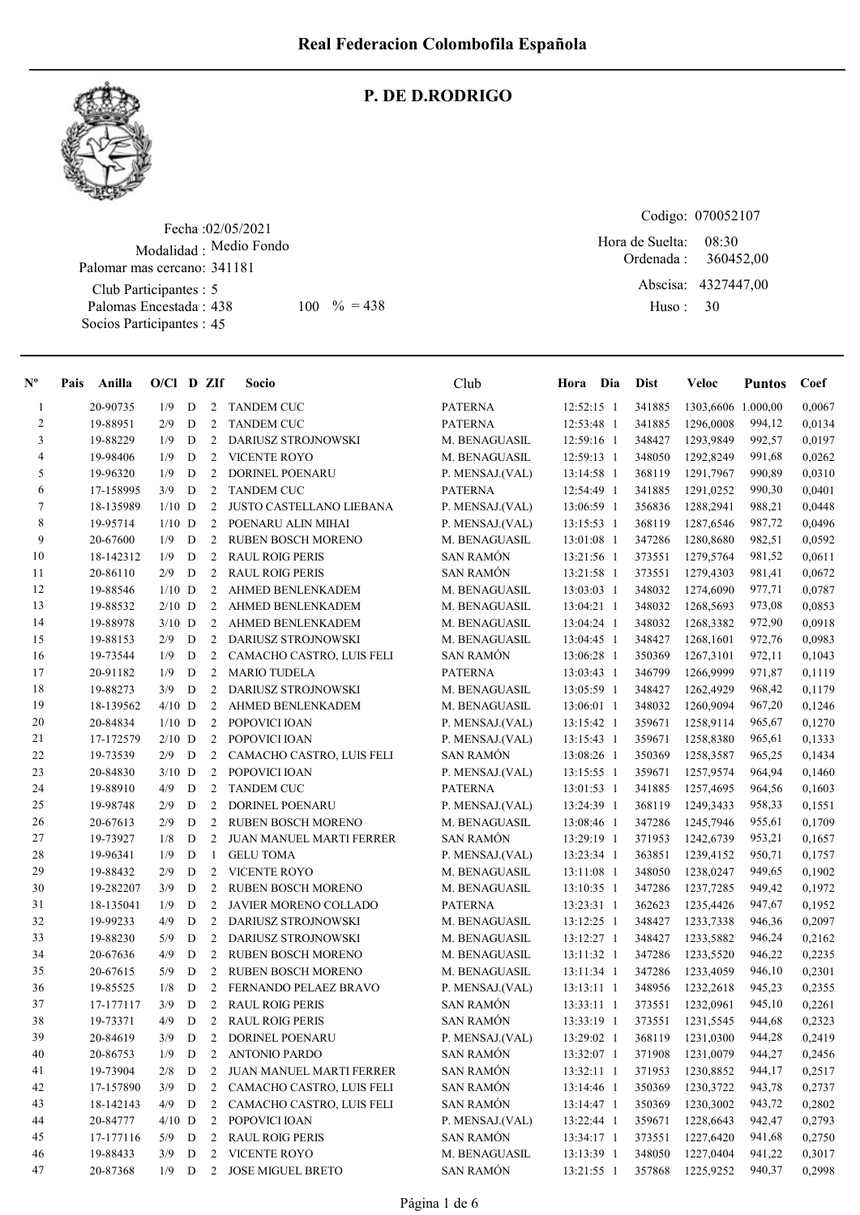# Real Federacion Colombofila Española

## P. DE D.RODRIGO

Fecha :02/05/2021
Modalidad : Medio Fondo
Palomar mas cercano: 341181
Club Participantes : 5
Palomas Encestada : 438 100 % = 438
Socios Participantes : 45

Codigo: 070052107
Hora de Suelta: 08:30
Ordenada : 360452,00
Abscisa: 4327447,00
Huso : 30

| Nº | Pais | Anilla | O/Cl | D | ZIf | Socio | Club | Hora | Dia | Dist | Veloc | Puntos | Coef |
|---|---|---|---|---|---|---|---|---|---|---|---|---|---|
| 1 | | 20-90735 | 1/9 | D | 2 | TANDEM CUC | PATERNA | 12:52:15 | 1 | 341885 | 1303,6606 | 1.000,00 | 0,0067 |
| 2 | | 19-88951 | 2/9 | D | 2 | TANDEM CUC | PATERNA | 12:53:48 | 1 | 341885 | 1296,0008 | 994,12 | 0,0134 |
| 3 | | 19-88229 | 1/9 | D | 2 | DARIUSZ STROJNOWSKI | M. BENAGUASIL | 12:59:16 | 1 | 348427 | 1293,9849 | 992,57 | 0,0197 |
| 4 | | 19-98406 | 1/9 | D | 2 | VICENTE ROYO | M. BENAGUASIL | 12:59:13 | 1 | 348050 | 1292,8249 | 991,68 | 0,0262 |
| 5 | | 19-96320 | 1/9 | D | 2 | DORINEL POENARU | P. MENSAJ.(VAL) | 13:14:58 | 1 | 368119 | 1291,7967 | 990,89 | 0,0310 |
| 6 | | 17-158995 | 3/9 | D | 2 | TANDEM CUC | PATERNA | 12:54:49 | 1 | 341885 | 1291,0252 | 990,30 | 0,0401 |
| 7 | | 18-135989 | 1/10 | D | 2 | JUSTO CASTELLANO LIEBANA | P. MENSAJ.(VAL) | 13:06:59 | 1 | 356836 | 1288,2941 | 988,21 | 0,0448 |
| 8 | | 19-95714 | 1/10 | D | 2 | POENARU ALIN MIHAI | P. MENSAJ.(VAL) | 13:15:53 | 1 | 368119 | 1287,6546 | 987,72 | 0,0496 |
| 9 | | 20-67600 | 1/9 | D | 2 | RUBEN BOSCH MORENO | M. BENAGUASIL | 13:01:08 | 1 | 347286 | 1280,8680 | 982,51 | 0,0592 |
| 10 | | 18-142312 | 1/9 | D | 2 | RAUL ROIG PERIS | SAN RAMÓN | 13:21:56 | 1 | 373551 | 1279,5764 | 981,52 | 0,0611 |
| 11 | | 20-86110 | 2/9 | D | 2 | RAUL ROIG PERIS | SAN RAMÓN | 13:21:58 | 1 | 373551 | 1279,4303 | 981,41 | 0,0672 |
| 12 | | 19-88546 | 1/10 | D | 2 | AHMED BENLENKADEM | M. BENAGUASIL | 13:03:03 | 1 | 348032 | 1274,6090 | 977,71 | 0,0787 |
| 13 | | 19-88532 | 2/10 | D | 2 | AHMED BENLENKADEM | M. BENAGUASIL | 13:04:21 | 1 | 348032 | 1268,5693 | 973,08 | 0,0853 |
| 14 | | 19-88978 | 3/10 | D | 2 | AHMED BENLENKADEM | M. BENAGUASIL | 13:04:24 | 1 | 348032 | 1268,3382 | 972,90 | 0,0918 |
| 15 | | 19-88153 | 2/9 | D | 2 | DARIUSZ STROJNOWSKI | M. BENAGUASIL | 13:04:45 | 1 | 348427 | 1268,1601 | 972,76 | 0,0983 |
| 16 | | 19-73544 | 1/9 | D | 2 | CAMACHO CASTRO, LUIS FELI | SAN RAMÓN | 13:06:28 | 1 | 350369 | 1267,3101 | 972,11 | 0,1043 |
| 17 | | 20-91182 | 1/9 | D | 2 | MARIO TUDELA | PATERNA | 13:03:43 | 1 | 346799 | 1266,9999 | 971,87 | 0,1119 |
| 18 | | 19-88273 | 3/9 | D | 2 | DARIUSZ STROJNOWSKI | M. BENAGUASIL | 13:05:59 | 1 | 348427 | 1262,4929 | 968,42 | 0,1179 |
| 19 | | 18-139562 | 4/10 | D | 2 | AHMED BENLENKADEM | M. BENAGUASIL | 13:06:01 | 1 | 348032 | 1260,9094 | 967,20 | 0,1246 |
| 20 | | 20-84834 | 1/10 | D | 2 | POPOVICI IOAN | P. MENSAJ.(VAL) | 13:15:42 | 1 | 359671 | 1258,9114 | 965,67 | 0,1270 |
| 21 | | 17-172579 | 2/10 | D | 2 | POPOVICI IOAN | P. MENSAJ.(VAL) | 13:15:43 | 1 | 359671 | 1258,8380 | 965,61 | 0,1333 |
| 22 | | 19-73539 | 2/9 | D | 2 | CAMACHO CASTRO, LUIS FELI | SAN RAMÓN | 13:08:26 | 1 | 350369 | 1258,3587 | 965,25 | 0,1434 |
| 23 | | 20-84830 | 3/10 | D | 2 | POPOVICI IOAN | P. MENSAJ.(VAL) | 13:15:55 | 1 | 359671 | 1257,9574 | 964,94 | 0,1460 |
| 24 | | 19-88910 | 4/9 | D | 2 | TANDEM CUC | PATERNA | 13:01:53 | 1 | 341885 | 1257,4695 | 964,56 | 0,1603 |
| 25 | | 19-98748 | 2/9 | D | 2 | DORINEL POENARU | P. MENSAJ.(VAL) | 13:24:39 | 1 | 368119 | 1249,3433 | 958,33 | 0,1551 |
| 26 | | 20-67613 | 2/9 | D | 2 | RUBEN BOSCH MORENO | M. BENAGUASIL | 13:08:46 | 1 | 347286 | 1245,7946 | 955,61 | 0,1709 |
| 27 | | 19-73927 | 1/8 | D | 2 | JUAN MANUEL MARTI FERRER | SAN RAMÓN | 13:29:19 | 1 | 371953 | 1242,6739 | 953,21 | 0,1657 |
| 28 | | 19-96341 | 1/9 | D | 1 | GELU TOMA | P. MENSAJ.(VAL) | 13:23:34 | 1 | 363851 | 1239,4152 | 950,71 | 0,1757 |
| 29 | | 19-88432 | 2/9 | D | 2 | VICENTE ROYO | M. BENAGUASIL | 13:11:08 | 1 | 348050 | 1238,0247 | 949,65 | 0,1902 |
| 30 | | 19-282207 | 3/9 | D | 2 | RUBEN BOSCH MORENO | M. BENAGUASIL | 13:10:35 | 1 | 347286 | 1237,7285 | 949,42 | 0,1972 |
| 31 | | 18-135041 | 1/9 | D | 2 | JAVIER MORENO COLLADO | PATERNA | 13:23:31 | 1 | 362623 | 1235,4426 | 947,67 | 0,1952 |
| 32 | | 19-99233 | 4/9 | D | 2 | DARIUSZ STROJNOWSKI | M. BENAGUASIL | 13:12:25 | 1 | 348427 | 1233,7338 | 946,36 | 0,2097 |
| 33 | | 19-88230 | 5/9 | D | 2 | DARIUSZ STROJNOWSKI | M. BENAGUASIL | 13:12:27 | 1 | 348427 | 1233,5882 | 946,24 | 0,2162 |
| 34 | | 20-67636 | 4/9 | D | 2 | RUBEN BOSCH MORENO | M. BENAGUASIL | 13:11:32 | 1 | 347286 | 1233,5520 | 946,22 | 0,2235 |
| 35 | | 20-67615 | 5/9 | D | 2 | RUBEN BOSCH MORENO | M. BENAGUASIL | 13:11:34 | 1 | 347286 | 1233,4059 | 946,10 | 0,2301 |
| 36 | | 19-85525 | 1/8 | D | 2 | FERNANDO PELAEZ BRAVO | P. MENSAJ.(VAL) | 13:13:11 | 1 | 348956 | 1232,2618 | 945,23 | 0,2355 |
| 37 | | 17-177117 | 3/9 | D | 2 | RAUL ROIG PERIS | SAN RAMÓN | 13:33:11 | 1 | 373551 | 1232,0961 | 945,10 | 0,2261 |
| 38 | | 19-73371 | 4/9 | D | 2 | RAUL ROIG PERIS | SAN RAMÓN | 13:33:19 | 1 | 373551 | 1231,5545 | 944,68 | 0,2323 |
| 39 | | 20-84619 | 3/9 | D | 2 | DORINEL POENARU | P. MENSAJ.(VAL) | 13:29:02 | 1 | 368119 | 1231,0300 | 944,28 | 0,2419 |
| 40 | | 20-86753 | 1/9 | D | 2 | ANTONIO PARDO | SAN RAMÓN | 13:32:07 | 1 | 371908 | 1231,0079 | 944,27 | 0,2456 |
| 41 | | 19-73904 | 2/8 | D | 2 | JUAN MANUEL MARTI FERRER | SAN RAMÓN | 13:32:11 | 1 | 371953 | 1230,8852 | 944,17 | 0,2517 |
| 42 | | 17-157890 | 3/9 | D | 2 | CAMACHO CASTRO, LUIS FELI | SAN RAMÓN | 13:14:46 | 1 | 350369 | 1230,3722 | 943,78 | 0,2737 |
| 43 | | 18-142143 | 4/9 | D | 2 | CAMACHO CASTRO, LUIS FELI | SAN RAMÓN | 13:14:47 | 1 | 350369 | 1230,3002 | 943,72 | 0,2802 |
| 44 | | 20-84777 | 4/10 | D | 2 | POPOVICI IOAN | P. MENSAJ.(VAL) | 13:22:44 | 1 | 359671 | 1228,6643 | 942,47 | 0,2793 |
| 45 | | 17-177116 | 5/9 | D | 2 | RAUL ROIG PERIS | SAN RAMÓN | 13:34:17 | 1 | 373551 | 1227,6420 | 941,68 | 0,2750 |
| 46 | | 19-88433 | 3/9 | D | 2 | VICENTE ROYO | M. BENAGUASIL | 13:13:39 | 1 | 348050 | 1227,0404 | 941,22 | 0,3017 |
| 47 | | 20-87368 | 1/9 | D | 2 | JOSE MIGUEL BRETO | SAN RAMÓN | 13:21:55 | 1 | 357868 | 1225,9252 | 940,37 | 0,2998 |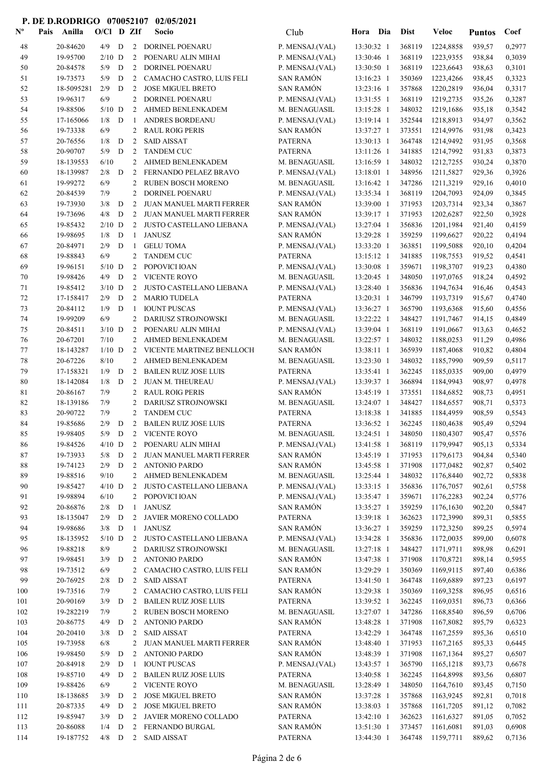**P. DE D.RODRIGO 070052107 02/05/2021**

| Nº | Pais | Anilla | O/Cl | D | ZIf | Socio | Club | Hora | Dia | Dist | Veloc | Puntos | Coef |
|---|---|---|---|---|---|---|---|---|---|---|---|---|---|
| 48 | | 20-84620 | 4/9 | D | 2 | DORINEL POENARU | P. MENSAJ.(VAL) | 13:30:32 | 1 | 368119 | 1224,8858 | 939,57 | 0,2977 |
| 49 | | 19-95700 | 2/10 | D | 2 | POENARU ALIN MIHAI | P. MENSAJ.(VAL) | 13:30:46 | 1 | 368119 | 1223,9355 | 938,84 | 0,3039 |
| 50 | | 20-84578 | 5/9 | D | 2 | DORINEL POENARU | P. MENSAJ.(VAL) | 13:30:50 | 1 | 368119 | 1223,6643 | 938,63 | 0,3101 |
| 51 | | 19-73573 | 5/9 | D | 2 | CAMACHO CASTRO, LUIS FELI | SAN RAMÓN | 13:16:23 | 1 | 350369 | 1223,4266 | 938,45 | 0,3323 |
| 52 | | 18-5095281 | 2/9 | D | 2 | JOSE MIGUEL BRETO | SAN RAMÓN | 13:23:16 | 1 | 357868 | 1220,2819 | 936,04 | 0,3317 |
| 53 | | 19-96317 | 6/9 | | 2 | DORINEL POENARU | P. MENSAJ.(VAL) | 13:31:55 | 1 | 368119 | 1219,2735 | 935,26 | 0,3287 |
| 54 | | 19-88506 | 5/10 | D | 2 | AHMED BENLENKADEM | M. BENAGUASIL | 13:15:28 | 1 | 348032 | 1219,1686 | 935,18 | 0,3542 |
| 55 | | 17-165066 | 1/8 | D | 1 | ANDRES BORDEANU | P. MENSAJ.(VAL) | 13:19:14 | 1 | 352544 | 1218,8913 | 934,97 | 0,3562 |
| 56 | | 19-73338 | 6/9 | | 2 | RAUL ROIG PERIS | SAN RAMÓN | 13:37:27 | 1 | 373551 | 1214,9976 | 931,98 | 0,3423 |
| 57 | | 20-76556 | 1/8 | D | 2 | SAID AISSAT | PATERNA | 13:30:13 | 1 | 364748 | 1214,9492 | 931,95 | 0,3568 |
| 58 | | 20-90707 | 5/9 | D | 2 | TANDEM CUC | PATERNA | 13:11:26 | 1 | 341885 | 1214,7992 | 931,83 | 0,3873 |
| 59 | | 18-139553 | 6/10 | | 2 | AHMED BENLENKADEM | M. BENAGUASIL | 13:16:59 | 1 | 348032 | 1212,7255 | 930,24 | 0,3870 |
| 60 | | 18-139987 | 2/8 | D | 2 | FERNANDO PELAEZ BRAVO | P. MENSAJ.(VAL) | 13:18:01 | 1 | 348956 | 1211,5827 | 929,36 | 0,3926 |
| 61 | | 19-99272 | 6/9 | | 2 | RUBEN BOSCH MORENO | M. BENAGUASIL | 13:16:42 | 1 | 347286 | 1211,3219 | 929,16 | 0,4010 |
| 62 | | 20-84539 | 7/9 | | 2 | DORINEL POENARU | P. MENSAJ.(VAL) | 13:35:34 | 1 | 368119 | 1204,7093 | 924,09 | 0,3845 |
| 63 | | 19-73930 | 3/8 | D | 2 | JUAN MANUEL MARTI FERRER | SAN RAMÓN | 13:39:00 | 1 | 371953 | 1203,7314 | 923,34 | 0,3867 |
| 64 | | 19-73696 | 4/8 | D | 2 | JUAN MANUEL MARTI FERRER | SAN RAMÓN | 13:39:17 | 1 | 371953 | 1202,6287 | 922,50 | 0,3928 |
| 65 | | 19-85432 | 2/10 | D | 2 | JUSTO CASTELLANO LIEBANA | P. MENSAJ.(VAL) | 13:27:04 | 1 | 356836 | 1201,1984 | 921,40 | 0,4159 |
| 66 | | 19-98695 | 1/8 | D | 1 | JANUSZ | SAN RAMÓN | 13:29:28 | 1 | 359259 | 1199,6627 | 920,22 | 0,4194 |
| 67 | | 20-84971 | 2/9 | D | 1 | GELU TOMA | P. MENSAJ.(VAL) | 13:33:20 | 1 | 363851 | 1199,5088 | 920,10 | 0,4204 |
| 68 | | 19-88843 | 6/9 | | 2 | TANDEM CUC | PATERNA | 13:15:12 | 1 | 341885 | 1198,7553 | 919,52 | 0,4541 |
| 69 | | 19-96151 | 5/10 | D | 2 | POPOVICI IOAN | P. MENSAJ.(VAL) | 13:30:08 | 1 | 359671 | 1198,3707 | 919,23 | 0,4380 |
| 70 | | 19-98426 | 4/9 | D | 2 | VICENTE ROYO | M. BENAGUASIL | 13:20:45 | 1 | 348050 | 1197,0765 | 918,24 | 0,4592 |
| 71 | | 19-85412 | 3/10 | D | 2 | JUSTO CASTELLANO LIEBANA | P. MENSAJ.(VAL) | 13:28:40 | 1 | 356836 | 1194,7634 | 916,46 | 0,4543 |
| 72 | | 17-158417 | 2/9 | D | 2 | MARIO TUDELA | PATERNA | 13:20:31 | 1 | 346799 | 1193,7319 | 915,67 | 0,4740 |
| 73 | | 20-84112 | 1/9 | D | 1 | IOUNT PUSCAS | P. MENSAJ.(VAL) | 13:36:27 | 1 | 365790 | 1193,6368 | 915,60 | 0,4556 |
| 74 | | 19-99209 | 6/9 | | 2 | DARIUSZ STROJNOWSKI | M. BENAGUASIL | 13:22:22 | 1 | 348427 | 1191,7467 | 914,15 | 0,4849 |
| 75 | | 20-84511 | 3/10 | D | 2 | POENARU ALIN MIHAI | P. MENSAJ.(VAL) | 13:39:04 | 1 | 368119 | 1191,0667 | 913,63 | 0,4652 |
| 76 | | 20-67201 | 7/10 | | 2 | AHMED BENLENKADEM | M. BENAGUASIL | 13:22:57 | 1 | 348032 | 1188,0253 | 911,29 | 0,4986 |
| 77 | | 18-143287 | 1/10 | D | 2 | VICENTE MARTINEZ BENLLOCH | SAN RAMÓN | 13:38:11 | 1 | 365939 | 1187,4068 | 910,82 | 0,4804 |
| 78 | | 20-67226 | 8/10 | | 2 | AHMED BENLENKADEM | M. BENAGUASIL | 13:23:30 | 1 | 348032 | 1185,7990 | 909,59 | 0,5117 |
| 79 | | 17-158321 | 1/9 | D | 2 | BAILEN RUIZ JOSE LUIS | PATERNA | 13:35:41 | 1 | 362245 | 1185,0335 | 909,00 | 0,4979 |
| 80 | | 18-142084 | 1/8 | D | 2 | JUAN M. THEUREAU | P. MENSAJ.(VAL) | 13:39:37 | 1 | 366894 | 1184,9943 | 908,97 | 0,4978 |
| 81 | | 20-86167 | 7/9 | | 2 | RAUL ROIG PERIS | SAN RAMÓN | 13:45:19 | 1 | 373551 | 1184,6852 | 908,73 | 0,4951 |
| 82 | | 18-139186 | 7/9 | | 2 | DARIUSZ STROJNOWSKI | M. BENAGUASIL | 13:24:07 | 1 | 348427 | 1184,6557 | 908,71 | 0,5373 |
| 83 | | 20-90722 | 7/9 | | 2 | TANDEM CUC | PATERNA | 13:18:38 | 1 | 341885 | 1184,4959 | 908,59 | 0,5543 |
| 84 | | 19-85686 | 2/9 | D | 2 | BAILEN RUIZ JOSE LUIS | PATERNA | 13:36:52 | 1 | 362245 | 1180,4638 | 905,49 | 0,5294 |
| 85 | | 19-98405 | 5/9 | D | 2 | VICENTE ROYO | M. BENAGUASIL | 13:24:51 | 1 | 348050 | 1180,4307 | 905,47 | 0,5576 |
| 86 | | 19-84526 | 4/10 | D | 2 | POENARU ALIN MIHAI | P. MENSAJ.(VAL) | 13:41:58 | 1 | 368119 | 1179,9947 | 905,13 | 0,5334 |
| 87 | | 19-73933 | 5/8 | D | 2 | JUAN MANUEL MARTI FERRER | SAN RAMÓN | 13:45:19 | 1 | 371953 | 1179,6173 | 904,84 | 0,5340 |
| 88 | | 19-74123 | 2/9 | D | 2 | ANTONIO PARDO | SAN RAMÓN | 13:45:58 | 1 | 371908 | 1177,0482 | 902,87 | 0,5402 |
| 89 | | 19-88516 | 9/10 | | 2 | AHMED BENLENKADEM | M. BENAGUASIL | 13:25:44 | 1 | 348032 | 1176,8440 | 902,72 | 0,5838 |
| 90 | | 19-85427 | 4/10 | D | 2 | JUSTO CASTELLANO LIEBANA | P. MENSAJ.(VAL) | 13:33:15 | 1 | 356836 | 1176,7057 | 902,61 | 0,5758 |
| 91 | | 19-98894 | 6/10 | | 2 | POPOVICI IOAN | P. MENSAJ.(VAL) | 13:35:47 | 1 | 359671 | 1176,2283 | 902,24 | 0,5776 |
| 92 | | 20-86876 | 2/8 | D | 1 | JANUSZ | SAN RAMÓN | 13:35:27 | 1 | 359259 | 1176,1630 | 902,20 | 0,5847 |
| 93 | | 18-135047 | 2/9 | D | 2 | JAVIER MORENO COLLADO | PATERNA | 13:39:18 | 1 | 362623 | 1172,3990 | 899,31 | 0,5855 |
| 94 | | 19-98686 | 3/8 | D | 1 | JANUSZ | SAN RAMÓN | 13:36:27 | 1 | 359259 | 1172,3250 | 899,25 | 0,5974 |
| 95 | | 18-135952 | 5/10 | D | 2 | JUSTO CASTELLANO LIEBANA | P. MENSAJ.(VAL) | 13:34:28 | 1 | 356836 | 1172,0035 | 899,00 | 0,6078 |
| 96 | | 19-88218 | 8/9 | | 2 | DARIUSZ STROJNOWSKI | M. BENAGUASIL | 13:27:18 | 1 | 348427 | 1171,9711 | 898,98 | 0,6291 |
| 97 | | 19-98451 | 3/9 | D | 2 | ANTONIO PARDO | SAN RAMÓN | 13:47:38 | 1 | 371908 | 1170,8721 | 898,14 | 0,5955 |
| 98 | | 19-73512 | 6/9 | | 2 | CAMACHO CASTRO, LUIS FELI | SAN RAMÓN | 13:29:29 | 1 | 350369 | 1169,9115 | 897,40 | 0,6386 |
| 99 | | 20-76925 | 2/8 | D | 2 | SAID AISSAT | PATERNA | 13:41:50 | 1 | 364748 | 1169,6889 | 897,23 | 0,6197 |
| 100 | | 19-73516 | 7/9 | | 2 | CAMACHO CASTRO, LUIS FELI | SAN RAMÓN | 13:29:38 | 1 | 350369 | 1169,3258 | 896,95 | 0,6516 |
| 101 | | 20-90169 | 3/9 | D | 2 | BAILEN RUIZ JOSE LUIS | PATERNA | 13:39:52 | 1 | 362245 | 1169,0351 | 896,73 | 0,6366 |
| 102 | | 19-282219 | 7/9 | | 2 | RUBEN BOSCH MORENO | M. BENAGUASIL | 13:27:07 | 1 | 347286 | 1168,8540 | 896,59 | 0,6706 |
| 103 | | 20-86775 | 4/9 | D | 2 | ANTONIO PARDO | SAN RAMÓN | 13:48:28 | 1 | 371908 | 1167,8082 | 895,79 | 0,6323 |
| 104 | | 20-20410 | 3/8 | D | 2 | SAID AISSAT | PATERNA | 13:42:29 | 1 | 364748 | 1167,2559 | 895,36 | 0,6510 |
| 105 | | 19-73958 | 6/8 | | 2 | JUAN MANUEL MARTI FERRER | SAN RAMÓN | 13:48:40 | 1 | 371953 | 1167,2165 | 895,33 | 0,6445 |
| 106 | | 19-98450 | 5/9 | D | 2 | ANTONIO PARDO | SAN RAMÓN | 13:48:39 | 1 | 371908 | 1167,1364 | 895,27 | 0,6507 |
| 107 | | 20-84918 | 2/9 | D | 1 | IOUNT PUSCAS | P. MENSAJ.(VAL) | 13:43:57 | 1 | 365790 | 1165,1218 | 893,73 | 0,6678 |
| 108 | | 19-85710 | 4/9 | D | 2 | BAILEN RUIZ JOSE LUIS | PATERNA | 13:40:58 | 1 | 362245 | 1164,8998 | 893,56 | 0,6807 |
| 109 | | 19-88426 | 6/9 | | 2 | VICENTE ROYO | M. BENAGUASIL | 13:28:49 | 1 | 348050 | 1164,7610 | 893,45 | 0,7150 |
| 110 | | 18-138685 | 3/9 | D | 2 | JOSE MIGUEL BRETO | SAN RAMÓN | 13:37:28 | 1 | 357868 | 1163,9245 | 892,81 | 0,7018 |
| 111 | | 20-87335 | 4/9 | D | 2 | JOSE MIGUEL BRETO | SAN RAMÓN | 13:38:03 | 1 | 357868 | 1161,7205 | 891,12 | 0,7082 |
| 112 | | 19-85947 | 3/9 | D | 2 | JAVIER MORENO COLLADO | PATERNA | 13:42:10 | 1 | 362623 | 1161,6327 | 891,05 | 0,7052 |
| 113 | | 20-86088 | 1/4 | D | 2 | FERNANDO BURGAL | SAN RAMÓN | 13:51:30 | 1 | 373457 | 1161,6081 | 891,03 | 0,6908 |
| 114 | | 19-187752 | 4/8 | D | 2 | SAID AISSAT | PATERNA | 13:44:30 | 1 | 364748 | 1159,7711 | 889,62 | 0,7136 |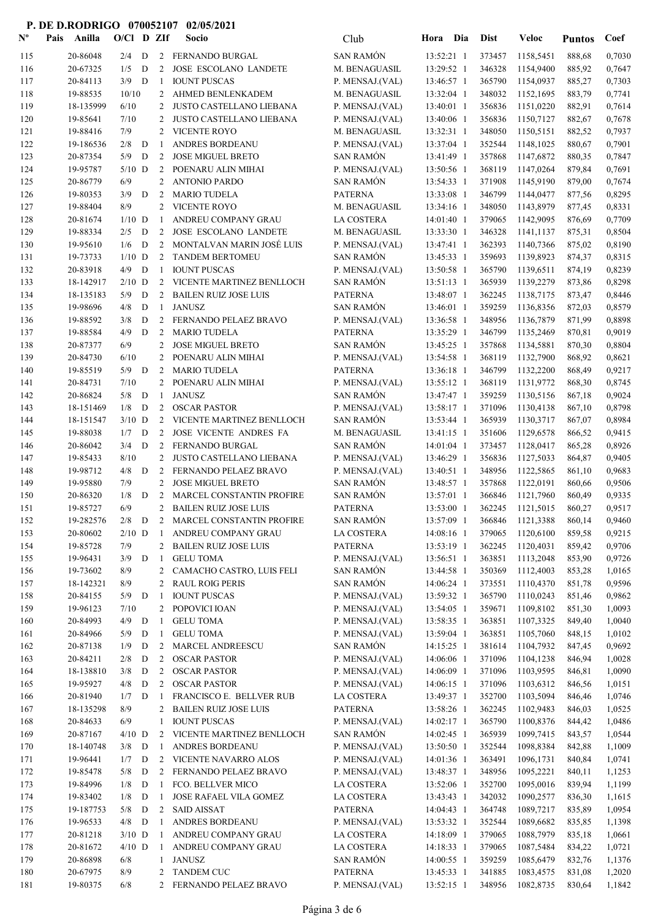**P. DE D.RODRIGO 070052107 02/05/2021**

| Nº | Pais | Anilla | O/Cl | D | ZIf | Socio | Club | Hora | Dia | Dist | Veloc | Puntos | Coef |
|---|---|---|---|---|---|---|---|---|---|---|---|---|---|
| 115 | | 20-86048 | 2/4 | D | 2 | FERNANDO BURGAL | SAN RAMÓN | 13:52:21 | 1 | 373457 | 1158,5451 | 888,68 | 0,7030 |
| 116 | | 20-67325 | 1/5 | D | 2 | JOSE ESCOLANO LANDETE | M. BENAGUASIL | 13:29:52 | 1 | 346328 | 1154,9400 | 885,92 | 0,7647 |
| 117 | | 20-84113 | 3/9 | D | 1 | IOUNT PUSCAS | P. MENSAJ.(VAL) | 13:46:57 | 1 | 365790 | 1154,0937 | 885,27 | 0,7303 |
| 118 | | 19-88535 | 10/10 | | 2 | AHMED BENLENKADEM | M. BENAGUASIL | 13:32:04 | 1 | 348032 | 1152,1695 | 883,79 | 0,7741 |
| 119 | | 18-135999 | 6/10 | | 2 | JUSTO CASTELLANO LIEBANA | P. MENSAJ.(VAL) | 13:40:01 | 1 | 356836 | 1151,0220 | 882,91 | 0,7614 |
| 120 | | 19-85641 | 7/10 | | 2 | JUSTO CASTELLANO LIEBANA | P. MENSAJ.(VAL) | 13:40:06 | 1 | 356836 | 1150,7127 | 882,67 | 0,7678 |
| 121 | | 19-88416 | 7/9 | | 2 | VICENTE ROYO | M. BENAGUASIL | 13:32:31 | 1 | 348050 | 1150,5151 | 882,52 | 0,7937 |
| 122 | | 19-186536 | 2/8 | D | 1 | ANDRES BORDEANU | P. MENSAJ.(VAL) | 13:37:04 | 1 | 352544 | 1148,1025 | 880,67 | 0,7901 |
| 123 | | 20-87354 | 5/9 | D | 2 | JOSE MIGUEL BRETO | SAN RAMÓN | 13:41:49 | 1 | 357868 | 1147,6872 | 880,35 | 0,7847 |
| 124 | | 19-95787 | 5/10 | D | 2 | POENARU ALIN MIHAI | P. MENSAJ.(VAL) | 13:50:56 | 1 | 368119 | 1147,0264 | 879,84 | 0,7691 |
| 125 | | 20-86779 | 6/9 | | 2 | ANTONIO PARDO | SAN RAMÓN | 13:54:33 | 1 | 371908 | 1145,9190 | 879,00 | 0,7674 |
| 126 | | 19-80353 | 3/9 | D | 2 | MARIO TUDELA | PATERNA | 13:33:08 | 1 | 346799 | 1144,0477 | 877,56 | 0,8295 |
| 127 | | 19-88404 | 8/9 | | 2 | VICENTE ROYO | M. BENAGUASIL | 13:34:16 | 1 | 348050 | 1143,8979 | 877,45 | 0,8331 |
| 128 | | 20-81674 | 1/10 | D | 1 | ANDREU COMPANY GRAU | LA COSTERA | 14:01:40 | 1 | 379065 | 1142,9095 | 876,69 | 0,7709 |
| 129 | | 19-88334 | 2/5 | D | 2 | JOSE ESCOLANO LANDETE | M. BENAGUASIL | 13:33:30 | 1 | 346328 | 1141,1137 | 875,31 | 0,8504 |
| 130 | | 19-95610 | 1/6 | D | 2 | MONTALVAN MARIN JOSÉ LUIS | P. MENSAJ.(VAL) | 13:47:41 | 1 | 362393 | 1140,7366 | 875,02 | 0,8190 |
| 131 | | 19-73733 | 1/10 | D | 2 | TANDEM BERTOMEU | SAN RAMÓN | 13:45:33 | 1 | 359693 | 1139,8923 | 874,37 | 0,8315 |
| 132 | | 20-83918 | 4/9 | D | 1 | IOUNT PUSCAS | P. MENSAJ.(VAL) | 13:50:58 | 1 | 365790 | 1139,6511 | 874,19 | 0,8239 |
| 133 | | 18-142917 | 2/10 | D | 2 | VICENTE MARTINEZ BENLLOCH | SAN RAMÓN | 13:51:13 | 1 | 365939 | 1139,2279 | 873,86 | 0,8298 |
| 134 | | 18-135183 | 5/9 | D | 2 | BAILEN RUIZ JOSE LUIS | PATERNA | 13:48:07 | 1 | 362245 | 1138,7175 | 873,47 | 0,8446 |
| 135 | | 19-98696 | 4/8 | D | 1 | JANUSZ | SAN RAMÓN | 13:46:01 | 1 | 359259 | 1136,8356 | 872,03 | 0,8579 |
| 136 | | 19-88592 | 3/8 | D | 2 | FERNANDO PELAEZ BRAVO | P. MENSAJ.(VAL) | 13:36:58 | 1 | 348956 | 1136,7879 | 871,99 | 0,8898 |
| 137 | | 19-88584 | 4/9 | D | 2 | MARIO TUDELA | PATERNA | 13:35:29 | 1 | 346799 | 1135,2469 | 870,81 | 0,9019 |
| 138 | | 20-87377 | 6/9 | | 2 | JOSE MIGUEL BRETO | SAN RAMÓN | 13:45:25 | 1 | 357868 | 1134,5881 | 870,30 | 0,8804 |
| 139 | | 20-84730 | 6/10 | | 2 | POENARU ALIN MIHAI | P. MENSAJ.(VAL) | 13:54:58 | 1 | 368119 | 1132,7900 | 868,92 | 0,8621 |
| 140 | | 19-85519 | 5/9 | D | 2 | MARIO TUDELA | PATERNA | 13:36:18 | 1 | 346799 | 1132,2200 | 868,49 | 0,9217 |
| 141 | | 20-84731 | 7/10 | | 2 | POENARU ALIN MIHAI | P. MENSAJ.(VAL) | 13:55:12 | 1 | 368119 | 1131,9772 | 868,30 | 0,8745 |
| 142 | | 20-86824 | 5/8 | D | 1 | JANUSZ | SAN RAMÓN | 13:47:47 | 1 | 359259 | 1130,5156 | 867,18 | 0,9024 |
| 143 | | 18-151469 | 1/8 | D | 2 | OSCAR PASTOR | P. MENSAJ.(VAL) | 13:58:17 | 1 | 371096 | 1130,4138 | 867,10 | 0,8798 |
| 144 | | 18-151547 | 3/10 | D | 2 | VICENTE MARTINEZ BENLLOCH | SAN RAMÓN | 13:53:44 | 1 | 365939 | 1130,3717 | 867,07 | 0,8984 |
| 145 | | 19-88038 | 1/7 | D | 2 | JOSE VICENTE ANDRES FA | M. BENAGUASIL | 13:41:15 | 1 | 351606 | 1129,6578 | 866,52 | 0,9415 |
| 146 | | 20-86042 | 3/4 | D | 2 | FERNANDO BURGAL | SAN RAMÓN | 14:01:04 | 1 | 373457 | 1128,0417 | 865,28 | 0,8926 |
| 147 | | 19-85433 | 8/10 | | 2 | JUSTO CASTELLANO LIEBANA | P. MENSAJ.(VAL) | 13:46:29 | 1 | 356836 | 1127,5033 | 864,87 | 0,9405 |
| 148 | | 19-98712 | 4/8 | D | 2 | FERNANDO PELAEZ BRAVO | P. MENSAJ.(VAL) | 13:40:51 | 1 | 348956 | 1122,5865 | 861,10 | 0,9683 |
| 149 | | 19-95880 | 7/9 | | 2 | JOSE MIGUEL BRETO | SAN RAMÓN | 13:48:57 | 1 | 357868 | 1122,0191 | 860,66 | 0,9506 |
| 150 | | 20-86320 | 1/8 | D | 2 | MARCEL CONSTANTIN PROFIRE | SAN RAMÓN | 13:57:01 | 1 | 366846 | 1121,7960 | 860,49 | 0,9335 |
| 151 | | 19-85727 | 6/9 | | 2 | BAILEN RUIZ JOSE LUIS | PATERNA | 13:53:00 | 1 | 362245 | 1121,5015 | 860,27 | 0,9517 |
| 152 | | 19-282576 | 2/8 | D | 2 | MARCEL CONSTANTIN PROFIRE | SAN RAMÓN | 13:57:09 | 1 | 366846 | 1121,3388 | 860,14 | 0,9460 |
| 153 | | 20-80602 | 2/10 | D | 1 | ANDREU COMPANY GRAU | LA COSTERA | 14:08:16 | 1 | 379065 | 1120,6100 | 859,58 | 0,9215 |
| 154 | | 19-85728 | 7/9 | | 2 | BAILEN RUIZ JOSE LUIS | PATERNA | 13:53:19 | 1 | 362245 | 1120,4031 | 859,42 | 0,9706 |
| 155 | | 19-96431 | 3/9 | D | 1 | GELU TOMA | P. MENSAJ.(VAL) | 13:56:51 | 1 | 363851 | 1113,2048 | 853,90 | 0,9726 |
| 156 | | 19-73602 | 8/9 | | 2 | CAMACHO CASTRO, LUIS FELI | SAN RAMÓN | 13:44:58 | 1 | 350369 | 1112,4003 | 853,28 | 1,0165 |
| 157 | | 18-142321 | 8/9 | | 2 | RAUL ROIG PERIS | SAN RAMÓN | 14:06:24 | 1 | 373551 | 1110,4370 | 851,78 | 0,9596 |
| 158 | | 20-84155 | 5/9 | D | 1 | IOUNT PUSCAS | P. MENSAJ.(VAL) | 13:59:32 | 1 | 365790 | 1110,0243 | 851,46 | 0,9862 |
| 159 | | 19-96123 | 7/10 | | 2 | POPOVICI IOAN | P. MENSAJ.(VAL) | 13:54:05 | 1 | 359671 | 1109,8102 | 851,30 | 1,0093 |
| 160 | | 20-84993 | 4/9 | D | 1 | GELU TOMA | P. MENSAJ.(VAL) | 13:58:35 | 1 | 363851 | 1107,3325 | 849,40 | 1,0040 |
| 161 | | 20-84966 | 5/9 | D | 1 | GELU TOMA | P. MENSAJ.(VAL) | 13:59:04 | 1 | 363851 | 1105,7060 | 848,15 | 1,0102 |
| 162 | | 20-87138 | 1/9 | D | 2 | MARCEL ANDREESCU | SAN RAMÓN | 14:15:25 | 1 | 381614 | 1104,7932 | 847,45 | 0,9692 |
| 163 | | 20-84211 | 2/8 | D | 2 | OSCAR PASTOR | P. MENSAJ.(VAL) | 14:06:06 | 1 | 371096 | 1104,1238 | 846,94 | 1,0028 |
| 164 | | 18-138810 | 3/8 | D | 2 | OSCAR PASTOR | P. MENSAJ.(VAL) | 14:06:09 | 1 | 371096 | 1103,9595 | 846,81 | 1,0090 |
| 165 | | 19-95927 | 4/8 | D | 2 | OSCAR PASTOR | P. MENSAJ.(VAL) | 14:06:15 | 1 | 371096 | 1103,6312 | 846,56 | 1,0151 |
| 166 | | 20-81940 | 1/7 | D | 1 | FRANCISCO E. BELLVER RUB | LA COSTERA | 13:49:37 | 1 | 352700 | 1103,5094 | 846,46 | 1,0746 |
| 167 | | 18-135298 | 8/9 | | 2 | BAILEN RUIZ JOSE LUIS | PATERNA | 13:58:26 | 1 | 362245 | 1102,9483 | 846,03 | 1,0525 |
| 168 | | 20-84633 | 6/9 | | 1 | IOUNT PUSCAS | P. MENSAJ.(VAL) | 14:02:17 | 1 | 365790 | 1100,8376 | 844,42 | 1,0486 |
| 169 | | 20-87167 | 4/10 | D | 2 | VICENTE MARTINEZ BENLLOCH | SAN RAMÓN | 14:02:45 | 1 | 365939 | 1099,7415 | 843,57 | 1,0544 |
| 170 | | 18-140748 | 3/8 | D | 1 | ANDRES BORDEANU | P. MENSAJ.(VAL) | 13:50:50 | 1 | 352544 | 1098,8384 | 842,88 | 1,1009 |
| 171 | | 19-96441 | 1/7 | D | 2 | VICENTE NAVARRO ALOS | P. MENSAJ.(VAL) | 14:01:36 | 1 | 363491 | 1096,1731 | 840,84 | 1,0741 |
| 172 | | 19-85478 | 5/8 | D | 2 | FERNANDO PELAEZ BRAVO | P. MENSAJ.(VAL) | 13:48:37 | 1 | 348956 | 1095,2221 | 840,11 | 1,1253 |
| 173 | | 19-84996 | 1/8 | D | 1 | FCO. BELLVER MICO | LA COSTERA | 13:52:06 | 1 | 352700 | 1095,0016 | 839,94 | 1,1199 |
| 174 | | 19-83402 | 1/8 | D | 1 | JOSE RAFAEL VILA GOMEZ | LA COSTERA | 13:43:43 | 1 | 342032 | 1090,2577 | 836,30 | 1,1615 |
| 175 | | 19-187753 | 5/8 | D | 2 | SAID AISSAT | PATERNA | 14:04:43 | 1 | 364748 | 1089,7217 | 835,89 | 1,0954 |
| 176 | | 19-96533 | 4/8 | D | 1 | ANDRES BORDEANU | P. MENSAJ.(VAL) | 13:53:32 | 1 | 352544 | 1089,6682 | 835,85 | 1,1398 |
| 177 | | 20-81218 | 3/10 | D | 1 | ANDREU COMPANY GRAU | LA COSTERA | 14:18:09 | 1 | 379065 | 1088,7979 | 835,18 | 1,0661 |
| 178 | | 20-81672 | 4/10 | D | 1 | ANDREU COMPANY GRAU | LA COSTERA | 14:18:33 | 1 | 379065 | 1087,5484 | 834,22 | 1,0721 |
| 179 | | 20-86898 | 6/8 | | 1 | JANUSZ | SAN RAMÓN | 14:00:55 | 1 | 359259 | 1085,6479 | 832,76 | 1,1376 |
| 180 | | 20-67975 | 8/9 | | 2 | TANDEM CUC | PATERNA | 13:45:33 | 1 | 341885 | 1083,4575 | 831,08 | 1,2020 |
| 181 | | 19-80375 | 6/8 | | 2 | FERNANDO PELAEZ BRAVO | P. MENSAJ.(VAL) | 13:52:15 | 1 | 348956 | 1082,8735 | 830,64 | 1,1842 |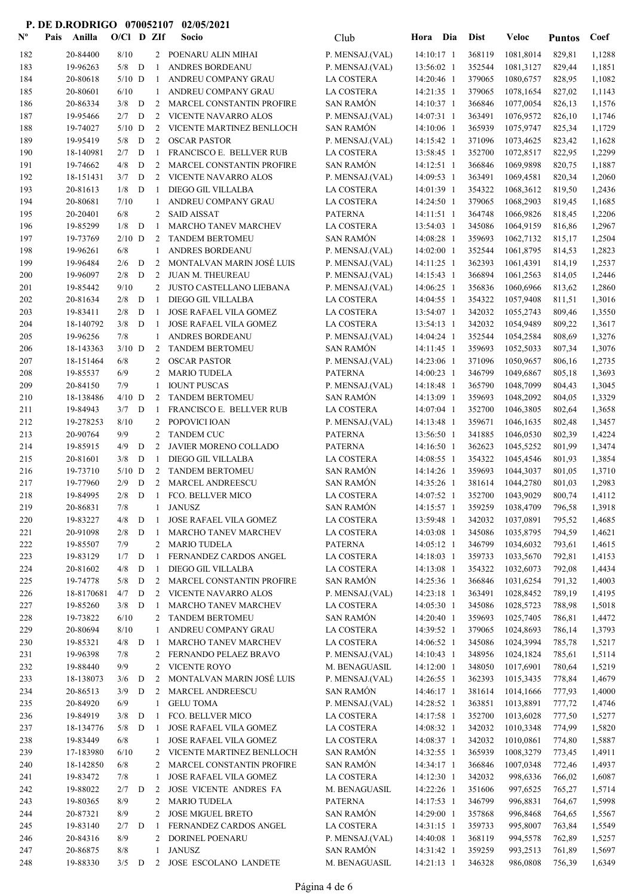**P. DE D.RODRIGO 070052107 02/05/2021**

| Nº | Pais | Anilla | O/Cl | D | ZIf | Socio | Club | Hora | Dia | Dist | Veloc | Puntos | Coef |
|---|---|---|---|---|---|---|---|---|---|---|---|---|---|
| 182 | | 20-84400 | 8/10 | | 2 | POENARU ALIN MIHAI | P. MENSAJ.(VAL) | 14:10:17 | 1 | 368119 | 1081,8014 | 829,81 | 1,1288 |
| 183 | | 19-96263 | 5/8 | D | 1 | ANDRES BORDEANU | P. MENSAJ.(VAL) | 13:56:02 | 1 | 352544 | 1081,3127 | 829,44 | 1,1851 |
| 184 | | 20-80618 | 5/10 | D | 1 | ANDREU COMPANY GRAU | LA COSTERA | 14:20:46 | 1 | 379065 | 1080,6757 | 828,95 | 1,1082 |
| 185 | | 20-80601 | 6/10 | | 1 | ANDREU COMPANY GRAU | LA COSTERA | 14:21:35 | 1 | 379065 | 1078,1654 | 827,02 | 1,1143 |
| 186 | | 20-86334 | 3/8 | D | 2 | MARCEL CONSTANTIN PROFIRE | SAN RAMÓN | 14:10:37 | 1 | 366846 | 1077,0054 | 826,13 | 1,1576 |
| 187 | | 19-95466 | 2/7 | D | 2 | VICENTE NAVARRO ALOS | P. MENSAJ.(VAL) | 14:07:31 | 1 | 363491 | 1076,9572 | 826,10 | 1,1746 |
| 188 | | 19-74027 | 5/10 | D | 2 | VICENTE MARTINEZ BENLLOCH | SAN RAMÓN | 14:10:06 | 1 | 365939 | 1075,9747 | 825,34 | 1,1729 |
| 189 | | 19-95419 | 5/8 | D | 2 | OSCAR PASTOR | P. MENSAJ.(VAL) | 14:15:42 | 1 | 371096 | 1073,4625 | 823,42 | 1,1628 |
| 190 | | 18-140981 | 2/7 | D | 1 | FRANCISCO E. BELLVER RUB | LA COSTERA | 13:58:45 | 1 | 352700 | 1072,8517 | 822,95 | 1,2299 |
| 191 | | 19-74662 | 4/8 | D | 2 | MARCEL CONSTANTIN PROFIRE | SAN RAMÓN | 14:12:51 | 1 | 366846 | 1069,9898 | 820,75 | 1,1887 |
| 192 | | 18-151431 | 3/7 | D | 2 | VICENTE NAVARRO ALOS | P. MENSAJ.(VAL) | 14:09:53 | 1 | 363491 | 1069,4581 | 820,34 | 1,2060 |
| 193 | | 20-81613 | 1/8 | D | 1 | DIEGO GIL VILLALBA | LA COSTERA | 14:01:39 | 1 | 354322 | 1068,3612 | 819,50 | 1,2436 |
| 194 | | 20-80681 | 7/10 | | 1 | ANDREU COMPANY GRAU | LA COSTERA | 14:24:50 | 1 | 379065 | 1068,2903 | 819,45 | 1,1685 |
| 195 | | 20-20401 | 6/8 | | 2 | SAID AISSAT | PATERNA | 14:11:51 | 1 | 364748 | 1066,9826 | 818,45 | 1,2206 |
| 196 | | 19-85299 | 1/8 | D | 1 | MARCHO TANEV MARCHEV | LA COSTERA | 13:54:03 | 1 | 345086 | 1064,9159 | 816,86 | 1,2967 |
| 197 | | 19-73769 | 2/10 | D | 2 | TANDEM BERTOMEU | SAN RAMÓN | 14:08:28 | 1 | 359693 | 1062,7132 | 815,17 | 1,2504 |
| 198 | | 19-96261 | 6/8 | | 1 | ANDRES BORDEANU | P. MENSAJ.(VAL) | 14:02:00 | 1 | 352544 | 1061,8795 | 814,53 | 1,2823 |
| 199 | | 19-96484 | 2/6 | D | 2 | MONTALVAN MARIN JOSÉ LUIS | P. MENSAJ.(VAL) | 14:11:25 | 1 | 362393 | 1061,4391 | 814,19 | 1,2537 |
| 200 | | 19-96097 | 2/8 | D | 2 | JUAN M. THEUREAU | P. MENSAJ.(VAL) | 14:15:43 | 1 | 366894 | 1061,2563 | 814,05 | 1,2446 |
| 201 | | 19-85442 | 9/10 | | 2 | JUSTO CASTELLANO LIEBANA | P. MENSAJ.(VAL) | 14:06:25 | 1 | 356836 | 1060,6966 | 813,62 | 1,2860 |
| 202 | | 20-81634 | 2/8 | D | 1 | DIEGO GIL VILLALBA | LA COSTERA | 14:04:55 | 1 | 354322 | 1057,9408 | 811,51 | 1,3016 |
| 203 | | 19-83411 | 2/8 | D | 1 | JOSE RAFAEL VILA GOMEZ | LA COSTERA | 13:54:07 | 1 | 342032 | 1055,2743 | 809,46 | 1,3550 |
| 204 | | 18-140792 | 3/8 | D | 1 | JOSE RAFAEL VILA GOMEZ | LA COSTERA | 13:54:13 | 1 | 342032 | 1054,9489 | 809,22 | 1,3617 |
| 205 | | 19-96256 | 7/8 | | 1 | ANDRES BORDEANU | P. MENSAJ.(VAL) | 14:04:24 | 1 | 352544 | 1054,2584 | 808,69 | 1,3276 |
| 206 | | 18-143363 | 3/10 | D | 2 | TANDEM BERTOMEU | SAN RAMÓN | 14:11:45 | 1 | 359693 | 1052,5033 | 807,34 | 1,3076 |
| 207 | | 18-151464 | 6/8 | | 2 | OSCAR PASTOR | P. MENSAJ.(VAL) | 14:23:06 | 1 | 371096 | 1050,9657 | 806,16 | 1,2735 |
| 208 | | 19-85537 | 6/9 | | 2 | MARIO TUDELA | PATERNA | 14:00:23 | 1 | 346799 | 1049,6867 | 805,18 | 1,3693 |
| 209 | | 20-84150 | 7/9 | | 1 | IOUNT PUSCAS | P. MENSAJ.(VAL) | 14:18:48 | 1 | 365790 | 1048,7099 | 804,43 | 1,3045 |
| 210 | | 18-138486 | 4/10 | D | 2 | TANDEM BERTOMEU | SAN RAMÓN | 14:13:09 | 1 | 359693 | 1048,2092 | 804,05 | 1,3329 |
| 211 | | 19-84943 | 3/7 | D | 1 | FRANCISCO E. BELLVER RUB | LA COSTERA | 14:07:04 | 1 | 352700 | 1046,3805 | 802,64 | 1,3658 |
| 212 | | 19-278253 | 8/10 | | 2 | POPOVICI IOAN | P. MENSAJ.(VAL) | 14:13:48 | 1 | 359671 | 1046,1635 | 802,48 | 1,3457 |
| 213 | | 20-90764 | 9/9 | | 2 | TANDEM CUC | PATERNA | 13:56:50 | 1 | 341885 | 1046,0530 | 802,39 | 1,4224 |
| 214 | | 19-85915 | 4/9 | D | 2 | JAVIER MORENO COLLADO | PATERNA | 14:16:50 | 1 | 362623 | 1045,5252 | 801,99 | 1,3474 |
| 215 | | 20-81601 | 3/8 | D | 1 | DIEGO GIL VILLALBA | LA COSTERA | 14:08:55 | 1 | 354322 | 1045,4546 | 801,93 | 1,3854 |
| 216 | | 19-73710 | 5/10 | D | 2 | TANDEM BERTOMEU | SAN RAMÓN | 14:14:26 | 1 | 359693 | 1044,3037 | 801,05 | 1,3710 |
| 217 | | 19-77960 | 2/9 | D | 2 | MARCEL ANDREESCU | SAN RAMÓN | 14:35:26 | 1 | 381614 | 1044,2780 | 801,03 | 1,2983 |
| 218 | | 19-84995 | 2/8 | D | 1 | FCO. BELLVER MICO | LA COSTERA | 14:07:52 | 1 | 352700 | 1043,9029 | 800,74 | 1,4112 |
| 219 | | 20-86831 | 7/8 | | 1 | JANUSZ | SAN RAMÓN | 14:15:57 | 1 | 359259 | 1038,4709 | 796,58 | 1,3918 |
| 220 | | 19-83227 | 4/8 | D | 1 | JOSE RAFAEL VILA GOMEZ | LA COSTERA | 13:59:48 | 1 | 342032 | 1037,0891 | 795,52 | 1,4685 |
| 221 | | 20-91098 | 2/8 | D | 1 | MARCHO TANEV MARCHEV | LA COSTERA | 14:03:08 | 1 | 345086 | 1035,8795 | 794,59 | 1,4621 |
| 222 | | 19-85507 | 7/9 | | 2 | MARIO TUDELA | PATERNA | 14:05:12 | 1 | 346799 | 1034,6032 | 793,61 | 1,4615 |
| 223 | | 19-83129 | 1/7 | D | 1 | FERNANDEZ CARDOS ANGEL | LA COSTERA | 14:18:03 | 1 | 359733 | 1033,5670 | 792,81 | 1,4153 |
| 224 | | 20-81602 | 4/8 | D | 1 | DIEGO GIL VILLALBA | LA COSTERA | 14:13:08 | 1 | 354322 | 1032,6073 | 792,08 | 1,4434 |
| 225 | | 19-74778 | 5/8 | D | 2 | MARCEL CONSTANTIN PROFIRE | SAN RAMÓN | 14:25:36 | 1 | 366846 | 1031,6254 | 791,32 | 1,4003 |
| 226 | | 18-8170681 | 4/7 | D | 2 | VICENTE NAVARRO ALOS | P. MENSAJ.(VAL) | 14:23:18 | 1 | 363491 | 1028,8452 | 789,19 | 1,4195 |
| 227 | | 19-85260 | 3/8 | D | 1 | MARCHO TANEV MARCHEV | LA COSTERA | 14:05:30 | 1 | 345086 | 1028,5723 | 788,98 | 1,5018 |
| 228 | | 19-73822 | 6/10 | | 2 | TANDEM BERTOMEU | SAN RAMÓN | 14:20:40 | 1 | 359693 | 1025,7405 | 786,81 | 1,4472 |
| 229 | | 20-80694 | 8/10 | | 1 | ANDREU COMPANY GRAU | LA COSTERA | 14:39:52 | 1 | 379065 | 1024,8693 | 786,14 | 1,3793 |
| 230 | | 19-85321 | 4/8 | D | 1 | MARCHO TANEV MARCHEV | LA COSTERA | 14:06:52 | 1 | 345086 | 1024,3994 | 785,78 | 1,5217 |
| 231 | | 19-96398 | 7/8 | | 2 | FERNANDO PELAEZ BRAVO | P. MENSAJ.(VAL) | 14:10:43 | 1 | 348956 | 1024,1824 | 785,61 | 1,5114 |
| 232 | | 19-88440 | 9/9 | | 2 | VICENTE ROYO | M. BENAGUASIL | 14:12:00 | 1 | 348050 | 1017,6901 | 780,64 | 1,5219 |
| 233 | | 18-138073 | 3/6 | D | 2 | MONTALVAN MARIN JOSÉ LUIS | P. MENSAJ.(VAL) | 14:26:55 | 1 | 362393 | 1015,3435 | 778,84 | 1,4679 |
| 234 | | 20-86513 | 3/9 | D | 2 | MARCEL ANDREESCU | SAN RAMÓN | 14:46:17 | 1 | 381614 | 1014,1666 | 777,93 | 1,4000 |
| 235 | | 20-84920 | 6/9 | | 1 | GELU TOMA | P. MENSAJ.(VAL) | 14:28:52 | 1 | 363851 | 1013,8891 | 777,72 | 1,4746 |
| 236 | | 19-84919 | 3/8 | D | 1 | FCO. BELLVER MICO | LA COSTERA | 14:17:58 | 1 | 352700 | 1013,6028 | 777,50 | 1,5277 |
| 237 | | 18-134776 | 5/8 | D | 1 | JOSE RAFAEL VILA GOMEZ | LA COSTERA | 14:08:32 | 1 | 342032 | 1010,3348 | 774,99 | 1,5820 |
| 238 | | 19-83449 | 6/8 | | 1 | JOSE RAFAEL VILA GOMEZ | LA COSTERA | 14:08:37 | 1 | 342032 | 1010,0861 | 774,80 | 1,5887 |
| 239 | | 17-183980 | 6/10 | | 2 | VICENTE MARTINEZ BENLLOCH | SAN RAMÓN | 14:32:55 | 1 | 365939 | 1008,3279 | 773,45 | 1,4911 |
| 240 | | 18-142850 | 6/8 | | 2 | MARCEL CONSTANTIN PROFIRE | SAN RAMÓN | 14:34:17 | 1 | 366846 | 1007,0348 | 772,46 | 1,4937 |
| 241 | | 19-83472 | 7/8 | | 1 | JOSE RAFAEL VILA GOMEZ | LA COSTERA | 14:12:30 | 1 | 342032 | 998,6336 | 766,02 | 1,6087 |
| 242 | | 19-88022 | 2/7 | D | 2 | JOSE VICENTE ANDRES FA | M. BENAGUASIL | 14:22:26 | 1 | 351606 | 997,6525 | 765,27 | 1,5714 |
| 243 | | 19-80365 | 8/9 | | 2 | MARIO TUDELA | PATERNA | 14:17:53 | 1 | 346799 | 996,8831 | 764,67 | 1,5998 |
| 244 | | 20-87321 | 8/9 | | 2 | JOSE MIGUEL BRETO | SAN RAMÓN | 14:29:00 | 1 | 357868 | 996,8468 | 764,65 | 1,5567 |
| 245 | | 19-83140 | 2/7 | D | 1 | FERNANDEZ CARDOS ANGEL | LA COSTERA | 14:31:15 | 1 | 359733 | 995,8007 | 763,84 | 1,5549 |
| 246 | | 20-84316 | 8/9 | | 2 | DORINEL POENARU | P. MENSAJ.(VAL) | 14:40:08 | 1 | 368119 | 994,5578 | 762,89 | 1,5257 |
| 247 | | 20-86875 | 8/8 | | 1 | JANUSZ | SAN RAMÓN | 14:31:42 | 1 | 359259 | 993,2513 | 761,89 | 1,5697 |
| 248 | | 19-88330 | 3/5 | D | 2 | JOSE ESCOLANO LANDETE | M. BENAGUASIL | 14:21:13 | 1 | 346328 | 986,0808 | 756,39 | 1,6349 |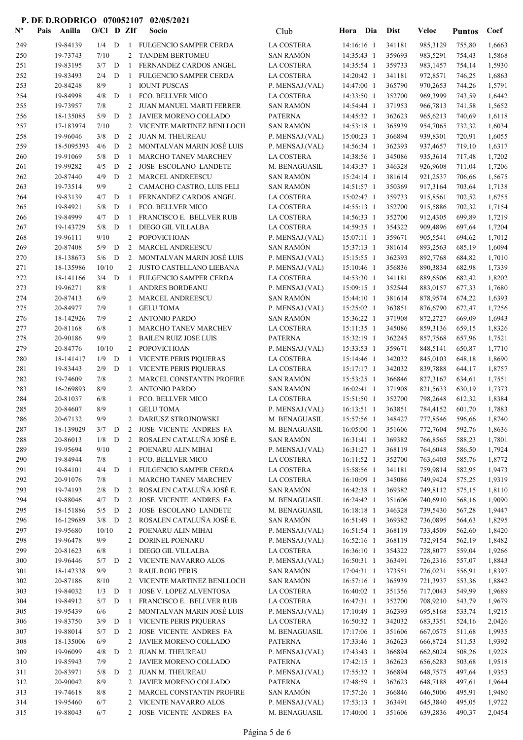**P. DE D.RODRIGO 070052107 02/05/2021**

| Nº | Pais | Anilla | O/Cl | D | ZIf | Socio | Club | Hora | Dia | Dist | Veloc | Puntos | Coef |
|---|---|---|---|---|---|---|---|---|---|---|---|---|---|
| 249 | | 19-84139 | 1/4 | D | 1 | FULGENCIO SAMPER CERDA | LA COSTERA | 14:16:16 | 1 | 341181 | 985,3129 | 755,80 | 1,6663 |
| 250 | | 19-73743 | 7/10 | | 2 | TANDEM BERTOMEU | SAN RAMÓN | 14:35:43 | 1 | 359693 | 983,5291 | 754,43 | 1,5868 |
| 251 | | 19-83195 | 3/7 | D | 1 | FERNANDEZ CARDOS ANGEL | LA COSTERA | 14:35:54 | 1 | 359733 | 983,1457 | 754,14 | 1,5930 |
| 252 | | 19-83493 | 2/4 | D | 1 | FULGENCIO SAMPER CERDA | LA COSTERA | 14:20:42 | 1 | 341181 | 972,8571 | 746,25 | 1,6863 |
| 253 | | 20-84248 | 8/9 | | 1 | IOUNT PUSCAS | P. MENSAJ.(VAL) | 14:47:00 | 1 | 365790 | 970,2653 | 744,26 | 1,5791 |
| 254 | | 19-84998 | 4/8 | D | 1 | FCO. BELLVER MICO | LA COSTERA | 14:33:50 | 1 | 352700 | 969,3999 | 743,59 | 1,6442 |
| 255 | | 19-73957 | 7/8 | | 2 | JUAN MANUEL MARTI FERRER | SAN RAMÓN | 14:54:44 | 1 | 371953 | 966,7813 | 741,58 | 1,5652 |
| 256 | | 18-135085 | 5/9 | D | 2 | JAVIER MORENO COLLADO | PATERNA | 14:45:32 | 1 | 362623 | 965,6213 | 740,69 | 1,6118 |
| 257 | | 17-183974 | 7/10 | | 2 | VICENTE MARTINEZ BENLLOCH | SAN RAMÓN | 14:53:18 | 1 | 365939 | 954,7065 | 732,32 | 1,6034 |
| 258 | | 19-96046 | 3/8 | D | 2 | JUAN M. THEUREAU | P. MENSAJ.(VAL) | 15:00:23 | 1 | 366894 | 939,8301 | 720,91 | 1,6055 |
| 259 | | 18-5095393 | 4/6 | D | 2 | MONTALVAN MARIN JOSÉ LUIS | P. MENSAJ.(VAL) | 14:56:34 | 1 | 362393 | 937,4657 | 719,10 | 1,6317 |
| 260 | | 19-91069 | 5/8 | D | 1 | MARCHO TANEV MARCHEV | LA COSTERA | 14:38:56 | 1 | 345086 | 935,3614 | 717,48 | 1,7202 |
| 261 | | 19-99282 | 4/5 | D | 2 | JOSE ESCOLANO LANDETE | M. BENAGUASIL | 14:43:37 | 1 | 346328 | 926,9608 | 711,04 | 1,7206 |
| 262 | | 20-87440 | 4/9 | D | 2 | MARCEL ANDREESCU | SAN RAMÓN | 15:24:14 | 1 | 381614 | 921,2537 | 706,66 | 1,5675 |
| 263 | | 19-73514 | 9/9 | | 2 | CAMACHO CASTRO, LUIS FELI | SAN RAMÓN | 14:51:57 | 1 | 350369 | 917,3164 | 703,64 | 1,7138 |
| 264 | | 19-83139 | 4/7 | D | 1 | FERNANDEZ CARDOS ANGEL | LA COSTERA | 15:02:47 | 1 | 359733 | 915,8561 | 702,52 | 1,6755 |
| 265 | | 19-84921 | 5/8 | D | 1 | FCO. BELLVER MICO | LA COSTERA | 14:55:13 | 1 | 352700 | 915,5886 | 702,32 | 1,7154 |
| 266 | | 19-84999 | 4/7 | D | 1 | FRANCISCO E. BELLVER RUB | LA COSTERA | 14:56:33 | 1 | 352700 | 912,4305 | 699,89 | 1,7219 |
| 267 | | 19-143729 | 5/8 | D | 1 | DIEGO GIL VILLALBA | LA COSTERA | 14:59:35 | 1 | 354322 | 909,4896 | 697,64 | 1,7204 |
| 268 | | 19-96111 | 9/10 | | 2 | POPOVICI IOAN | P. MENSAJ.(VAL) | 15:07:11 | 1 | 359671 | 905,5541 | 694,62 | 1,7012 |
| 269 | | 20-87408 | 5/9 | D | 2 | MARCEL ANDREESCU | SAN RAMÓN | 15:37:13 | 1 | 381614 | 893,2563 | 685,19 | 1,6094 |
| 270 | | 18-138673 | 5/6 | D | 2 | MONTALVAN MARIN JOSÉ LUIS | P. MENSAJ.(VAL) | 15:15:55 | 1 | 362393 | 892,7768 | 684,82 | 1,7010 |
| 271 | | 18-135986 | 10/10 | | 2 | JUSTO CASTELLANO LIEBANA | P. MENSAJ.(VAL) | 15:10:46 | 1 | 356836 | 890,3834 | 682,98 | 1,7339 |
| 272 | | 18-141166 | 3/4 | D | 1 | FULGENCIO SAMPER CERDA | LA COSTERA | 14:53:30 | 1 | 341181 | 889,6506 | 682,42 | 1,8202 |
| 273 | | 19-96271 | 8/8 | | 1 | ANDRES BORDEANU | P. MENSAJ.(VAL) | 15:09:15 | 1 | 352544 | 883,0157 | 677,33 | 1,7680 |
| 274 | | 20-87413 | 6/9 | | 2 | MARCEL ANDREESCU | SAN RAMÓN | 15:44:10 | 1 | 381614 | 878,9574 | 674,22 | 1,6393 |
| 275 | | 20-84977 | 7/9 | | 1 | GELU TOMA | P. MENSAJ.(VAL) | 15:25:02 | 1 | 363851 | 876,6790 | 672,47 | 1,7256 |
| 276 | | 18-142926 | 7/9 | | 2 | ANTONIO PARDO | SAN RAMÓN | 15:36:22 | 1 | 371908 | 872,2727 | 669,09 | 1,6943 |
| 277 | | 20-81168 | 6/8 | | 1 | MARCHO TANEV MARCHEV | LA COSTERA | 15:11:35 | 1 | 345086 | 859,3136 | 659,15 | 1,8326 |
| 278 | | 20-90186 | 9/9 | | 2 | BAILEN RUIZ JOSE LUIS | PATERNA | 15:32:19 | 1 | 362245 | 857,7568 | 657,96 | 1,7521 |
| 279 | | 20-84776 | 10/10 | | 2 | POPOVICI IOAN | P. MENSAJ.(VAL) | 15:33:53 | 1 | 359671 | 848,5141 | 650,87 | 1,7710 |
| 280 | | 18-141417 | 1/9 | D | 1 | VICENTE PERIS PIQUERAS | LA COSTERA | 15:14:46 | 1 | 342032 | 845,0103 | 648,18 | 1,8690 |
| 281 | | 19-83443 | 2/9 | D | 1 | VICENTE PERIS PIQUERAS | LA COSTERA | 15:17:17 | 1 | 342032 | 839,7888 | 644,17 | 1,8757 |
| 282 | | 19-74609 | 7/8 | | 2 | MARCEL CONSTANTIN PROFIRE | SAN RAMÓN | 15:53:25 | 1 | 366846 | 827,3167 | 634,61 | 1,7551 |
| 283 | | 16-269893 | 8/9 | | 2 | ANTONIO PARDO | SAN RAMÓN | 16:02:41 | 1 | 371908 | 821,5633 | 630,19 | 1,7373 |
| 284 | | 20-81037 | 6/8 | | 1 | FCO. BELLVER MICO | LA COSTERA | 15:51:50 | 1 | 352700 | 798,2648 | 612,32 | 1,8384 |
| 285 | | 20-84607 | 8/9 | | 1 | GELU TOMA | P. MENSAJ.(VAL) | 16:13:51 | 1 | 363851 | 784,4152 | 601,70 | 1,7883 |
| 286 | | 20-67132 | 9/9 | | 2 | DARIUSZ STROJNOWSKI | M. BENAGUASIL | 15:57:56 | 1 | 348427 | 777,8546 | 596,66 | 1,8740 |
| 287 | | 18-139029 | 3/7 | D | 2 | JOSE VICENTE ANDRES FA | M. BENAGUASIL | 16:05:00 | 1 | 351606 | 772,7604 | 592,76 | 1,8636 |
| 288 | | 20-86013 | 1/8 | D | 2 | ROSALEN CATALUÑA JOSÉ E. | SAN RAMÓN | 16:31:41 | 1 | 369382 | 766,8565 | 588,23 | 1,7801 |
| 289 | | 19-95694 | 9/10 | | 2 | POENARU ALIN MIHAI | P. MENSAJ.(VAL) | 16:31:27 | 1 | 368119 | 764,6048 | 586,50 | 1,7924 |
| 290 | | 19-84944 | 7/8 | | 1 | FCO. BELLVER MICO | LA COSTERA | 16:11:52 | 1 | 352700 | 763,6403 | 585,76 | 1,8772 |
| 291 | | 19-84101 | 4/4 | D | 1 | FULGENCIO SAMPER CERDA | LA COSTERA | 15:58:56 | 1 | 341181 | 759,9814 | 582,95 | 1,9473 |
| 292 | | 20-91076 | 7/8 | | 1 | MARCHO TANEV MARCHEV | LA COSTERA | 16:10:09 | 1 | 345086 | 749,9424 | 575,25 | 1,9319 |
| 293 | | 19-74193 | 2/8 | D | 2 | ROSALEN CATALUÑA JOSÉ E. | SAN RAMÓN | 16:42:38 | 1 | 369382 | 749,8112 | 575,15 | 1,8110 |
| 294 | | 19-88046 | 4/7 | D | 2 | JOSE VICENTE ANDRES FA | M. BENAGUASIL | 16:24:42 | 1 | 351606 | 740,6910 | 568,16 | 1,9090 |
| 295 | | 18-151886 | 5/5 | D | 2 | JOSE ESCOLANO LANDETE | M. BENAGUASIL | 16:18:18 | 1 | 346328 | 739,5430 | 567,28 | 1,9447 |
| 296 | | 16-129689 | 3/8 | D | 2 | ROSALEN CATALUÑA JOSÉ E. | SAN RAMÓN | 16:51:49 | 1 | 369382 | 736,0895 | 564,63 | 1,8295 |
| 297 | | 19-95680 | 10/10 | | 2 | POENARU ALIN MIHAI | P. MENSAJ.(VAL) | 16:51:54 | 1 | 368119 | 733,4509 | 562,60 | 1,8420 |
| 298 | | 19-96478 | 9/9 | | 2 | DORINEL POENARU | P. MENSAJ.(VAL) | 16:52:16 | 1 | 368119 | 732,9154 | 562,19 | 1,8482 |
| 299 | | 20-81623 | 6/8 | | 1 | DIEGO GIL VILLALBA | LA COSTERA | 16:36:10 | 1 | 354322 | 728,8077 | 559,04 | 1,9266 |
| 300 | | 19-96446 | 5/7 | D | 2 | VICENTE NAVARRO ALOS | P. MENSAJ.(VAL) | 16:50:31 | 1 | 363491 | 726,2316 | 557,07 | 1,8843 |
| 301 | | 18-142338 | 9/9 | | 2 | RAUL ROIG PERIS | SAN RAMÓN | 17:04:31 | 1 | 373551 | 726,0231 | 556,91 | 1,8397 |
| 302 | | 20-87186 | 8/10 | | 2 | VICENTE MARTINEZ BENLLOCH | SAN RAMÓN | 16:57:16 | 1 | 365939 | 721,3937 | 553,36 | 1,8842 |
| 303 | | 19-84032 | 1/3 | D | 1 | JOSE V. LOPEZ ALVENTOSA | LA COSTERA | 16:40:02 | 1 | 351356 | 717,0043 | 549,99 | 1,9689 |
| 304 | | 19-84912 | 5/7 | D | 1 | FRANCISCO E. BELLVER RUB | LA COSTERA | 16:47:31 | 1 | 352700 | 708,9210 | 543,79 | 1,9679 |
| 305 | | 19-95439 | 6/6 | | 2 | MONTALVAN MARIN JOSÉ LUIS | P. MENSAJ.(VAL) | 17:10:49 | 1 | 362393 | 695,8168 | 533,74 | 1,9215 |
| 306 | | 19-83750 | 3/9 | D | 1 | VICENTE PERIS PIQUERAS | LA COSTERA | 16:50:32 | 1 | 342032 | 683,3351 | 524,16 | 2,0426 |
| 307 | | 19-88014 | 5/7 | D | 2 | JOSE VICENTE ANDRES FA | M. BENAGUASIL | 17:17:06 | 1 | 351606 | 667,0575 | 511,68 | 1,9935 |
| 308 | | 18-135006 | 6/9 | | 2 | JAVIER MORENO COLLADO | PATERNA | 17:33:46 | 1 | 362623 | 666,8724 | 511,53 | 1,9392 |
| 309 | | 19-96099 | 4/8 | D | 2 | JUAN M. THEUREAU | P. MENSAJ.(VAL) | 17:43:43 | 1 | 366894 | 662,6024 | 508,26 | 1,9228 |
| 310 | | 19-85943 | 7/9 | | 2 | JAVIER MORENO COLLADO | PATERNA | 17:42:15 | 1 | 362623 | 656,6283 | 503,68 | 1,9518 |
| 311 | | 20-83971 | 5/8 | D | 2 | JUAN M. THEUREAU | P. MENSAJ.(VAL) | 17:55:32 | 1 | 366894 | 648,7575 | 497,64 | 1,9353 |
| 312 | | 20-90042 | 8/9 | | 2 | JAVIER MORENO COLLADO | PATERNA | 17:48:59 | 1 | 362623 | 648,7188 | 497,61 | 1,9644 |
| 313 | | 19-74618 | 8/8 | | 2 | MARCEL CONSTANTIN PROFIRE | SAN RAMÓN | 17:57:26 | 1 | 366846 | 646,5006 | 495,91 | 1,9480 |
| 314 | | 19-95460 | 6/7 | | 2 | VICENTE NAVARRO ALOS | P. MENSAJ.(VAL) | 17:53:13 | 1 | 363491 | 645,3840 | 495,05 | 1,9722 |
| 315 | | 19-88043 | 6/7 | | 2 | JOSE VICENTE ANDRES FA | M. BENAGUASIL | 17:40:00 | 1 | 351606 | 639,2836 | 490,37 | 2,0454 |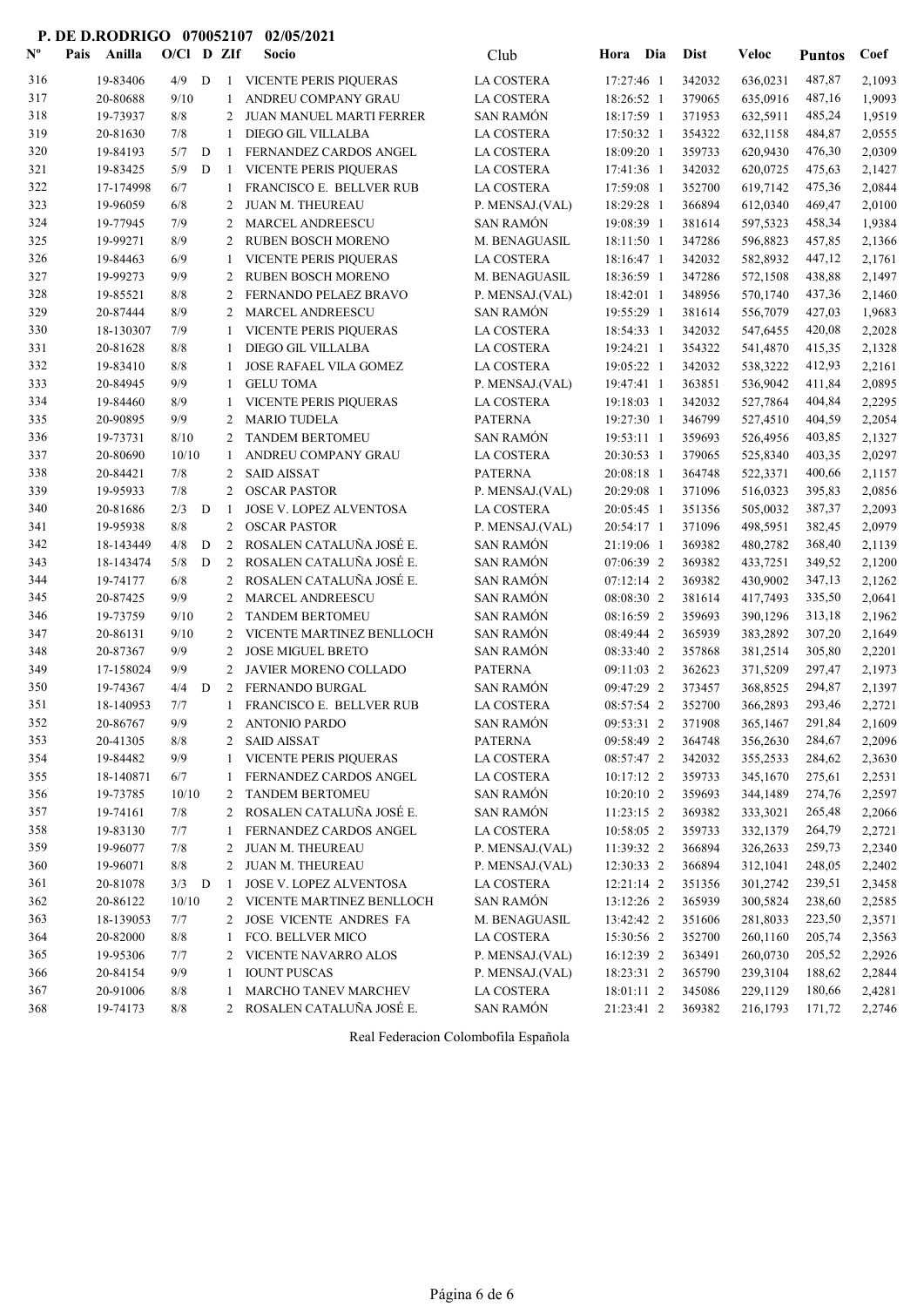**P. DE D.RODRIGO 070052107 02/05/2021**

| Nº | Pais | Anilla | O/Cl | D | ZIf | Socio | Club | Hora Dia | Dist | Veloc | Puntos | Coef |
|---|---|---|---|---|---|---|---|---|---|---|---|---|
| 316 | | 19-83406 | 4/9 | D | 1 | VICENTE PERIS PIQUERAS | LA COSTERA | 17:27:46 1 | 342032 | 636,0231 | 487,87 | 2,1093 |
| 317 | | 20-80688 | 9/10 | | 1 | ANDREU COMPANY GRAU | LA COSTERA | 18:26:52 1 | 379065 | 635,0916 | 487,16 | 1,9093 |
| 318 | | 19-73937 | 8/8 | | 2 | JUAN MANUEL MARTI FERRER | SAN RAMÓN | 18:17:59 1 | 371953 | 632,5911 | 485,24 | 1,9519 |
| 319 | | 20-81630 | 7/8 | | 1 | DIEGO GIL VILLALBA | LA COSTERA | 17:50:32 1 | 354322 | 632,1158 | 484,87 | 2,0555 |
| 320 | | 19-84193 | 5/7 | D | 1 | FERNANDEZ CARDOS ANGEL | LA COSTERA | 18:09:20 1 | 359733 | 620,9430 | 476,30 | 2,0309 |
| 321 | | 19-83425 | 5/9 | D | 1 | VICENTE PERIS PIQUERAS | LA COSTERA | 17:41:36 1 | 342032 | 620,0725 | 475,63 | 2,1427 |
| 322 | | 17-174998 | 6/7 | | 1 | FRANCISCO E. BELLVER RUB | LA COSTERA | 17:59:08 1 | 352700 | 619,7142 | 475,36 | 2,0844 |
| 323 | | 19-96059 | 6/8 | | 2 | JUAN M. THEUREAU | P. MENSAJ.(VAL) | 18:29:28 1 | 366894 | 612,0340 | 469,47 | 2,0100 |
| 324 | | 19-77945 | 7/9 | | 2 | MARCEL ANDREESCU | SAN RAMÓN | 19:08:39 1 | 381614 | 597,5323 | 458,34 | 1,9384 |
| 325 | | 19-99271 | 8/9 | | 2 | RUBEN BOSCH MORENO | M. BENAGUASIL | 18:11:50 1 | 347286 | 596,8823 | 457,85 | 2,1366 |
| 326 | | 19-84463 | 6/9 | | 1 | VICENTE PERIS PIQUERAS | LA COSTERA | 18:16:47 1 | 342032 | 582,8932 | 447,12 | 2,1761 |
| 327 | | 19-99273 | 9/9 | | 2 | RUBEN BOSCH MORENO | M. BENAGUASIL | 18:36:59 1 | 347286 | 572,1508 | 438,88 | 2,1497 |
| 328 | | 19-85521 | 8/8 | | 2 | FERNANDO PELAEZ BRAVO | P. MENSAJ.(VAL) | 18:42:01 1 | 348956 | 570,1740 | 437,36 | 2,1460 |
| 329 | | 20-87444 | 8/9 | | 2 | MARCEL ANDREESCU | SAN RAMÓN | 19:55:29 1 | 381614 | 556,7079 | 427,03 | 1,9683 |
| 330 | | 18-130307 | 7/9 | | 1 | VICENTE PERIS PIQUERAS | LA COSTERA | 18:54:33 1 | 342032 | 547,6455 | 420,08 | 2,2028 |
| 331 | | 20-81628 | 8/8 | | 1 | DIEGO GIL VILLALBA | LA COSTERA | 19:24:21 1 | 354322 | 541,4870 | 415,35 | 2,1328 |
| 332 | | 19-83410 | 8/8 | | 1 | JOSE RAFAEL VILA GOMEZ | LA COSTERA | 19:05:22 1 | 342032 | 538,3222 | 412,93 | 2,2161 |
| 333 | | 20-84945 | 9/9 | | 1 | GELU TOMA | P. MENSAJ.(VAL) | 19:47:41 1 | 363851 | 536,9042 | 411,84 | 2,0895 |
| 334 | | 19-84460 | 8/9 | | 1 | VICENTE PERIS PIQUERAS | LA COSTERA | 19:18:03 1 | 342032 | 527,7864 | 404,84 | 2,2295 |
| 335 | | 20-90895 | 9/9 | | 2 | MARIO TUDELA | PATERNA | 19:27:30 1 | 346799 | 527,4510 | 404,59 | 2,2054 |
| 336 | | 19-73731 | 8/10 | | 2 | TANDEM BERTOMEU | SAN RAMÓN | 19:53:11 1 | 359693 | 526,4956 | 403,85 | 2,1327 |
| 337 | | 20-80690 | 10/10 | | 1 | ANDREU COMPANY GRAU | LA COSTERA | 20:30:53 1 | 379065 | 525,8340 | 403,35 | 2,0297 |
| 338 | | 20-84421 | 7/8 | | 2 | SAID AISSAT | PATERNA | 20:08:18 1 | 364748 | 522,3371 | 400,66 | 2,1157 |
| 339 | | 19-95933 | 7/8 | | 2 | OSCAR PASTOR | P. MENSAJ.(VAL) | 20:29:08 1 | 371096 | 516,0323 | 395,83 | 2,0856 |
| 340 | | 20-81686 | 2/3 | D | 1 | JOSE V. LOPEZ ALVENTOSA | LA COSTERA | 20:05:45 1 | 351356 | 505,0032 | 387,37 | 2,2093 |
| 341 | | 19-95938 | 8/8 | | 2 | OSCAR PASTOR | P. MENSAJ.(VAL) | 20:54:17 1 | 371096 | 498,5951 | 382,45 | 2,0979 |
| 342 | | 18-143449 | 4/8 | D | 2 | ROSALEN CATALUÑA JOSÉ E. | SAN RAMÓN | 21:19:06 1 | 369382 | 480,2782 | 368,40 | 2,1139 |
| 343 | | 18-143474 | 5/8 | D | 2 | ROSALEN CATALUÑA JOSÉ E. | SAN RAMÓN | 07:06:39 2 | 369382 | 433,7251 | 349,52 | 2,1200 |
| 344 | | 19-74177 | 6/8 | | 2 | ROSALEN CATALUÑA JOSÉ E. | SAN RAMÓN | 07:12:14 2 | 369382 | 430,9002 | 347,13 | 2,1262 |
| 345 | | 20-87425 | 9/9 | | 2 | MARCEL ANDREESCU | SAN RAMÓN | 08:08:30 2 | 381614 | 417,7493 | 335,50 | 2,0641 |
| 346 | | 19-73759 | 9/10 | | 2 | TANDEM BERTOMEU | SAN RAMÓN | 08:16:59 2 | 359693 | 390,1296 | 313,18 | 2,1962 |
| 347 | | 20-86131 | 9/10 | | 2 | VICENTE MARTINEZ BENLLOCH | SAN RAMÓN | 08:49:44 2 | 365939 | 383,2892 | 307,20 | 2,1649 |
| 348 | | 20-87367 | 9/9 | | 2 | JOSE MIGUEL BRETO | SAN RAMÓN | 08:33:40 2 | 357868 | 381,2514 | 305,80 | 2,2201 |
| 349 | | 17-158024 | 9/9 | | 2 | JAVIER MORENO COLLADO | PATERNA | 09:11:03 2 | 362623 | 371,5209 | 297,47 | 2,1973 |
| 350 | | 19-74367 | 4/4 | D | 2 | FERNANDO BURGAL | SAN RAMÓN | 09:47:29 2 | 373457 | 368,8525 | 294,87 | 2,1397 |
| 351 | | 18-140953 | 7/7 | | 1 | FRANCISCO E. BELLVER RUB | LA COSTERA | 08:57:54 2 | 352700 | 366,2893 | 293,46 | 2,2721 |
| 352 | | 20-86767 | 9/9 | | 2 | ANTONIO PARDO | SAN RAMÓN | 09:53:31 2 | 371908 | 365,1467 | 291,84 | 2,1609 |
| 353 | | 20-41305 | 8/8 | | 2 | SAID AISSAT | PATERNA | 09:58:49 2 | 364748 | 356,2630 | 284,67 | 2,2096 |
| 354 | | 19-84482 | 9/9 | | 1 | VICENTE PERIS PIQUERAS | LA COSTERA | 08:57:47 2 | 342032 | 355,2533 | 284,62 | 2,3630 |
| 355 | | 18-140871 | 6/7 | | 1 | FERNANDEZ CARDOS ANGEL | LA COSTERA | 10:17:12 2 | 359733 | 345,1670 | 275,61 | 2,2531 |
| 356 | | 19-73785 | 10/10 | | 2 | TANDEM BERTOMEU | SAN RAMÓN | 10:20:10 2 | 359693 | 344,1489 | 274,76 | 2,2597 |
| 357 | | 19-74161 | 7/8 | | 2 | ROSALEN CATALUÑA JOSÉ E. | SAN RAMÓN | 11:23:15 2 | 369382 | 333,3021 | 265,48 | 2,2066 |
| 358 | | 19-83130 | 7/7 | | 1 | FERNANDEZ CARDOS ANGEL | LA COSTERA | 10:58:05 2 | 359733 | 332,1379 | 264,79 | 2,2721 |
| 359 | | 19-96077 | 7/8 | | 2 | JUAN M. THEUREAU | P. MENSAJ.(VAL) | 11:39:32 2 | 366894 | 326,2633 | 259,73 | 2,2340 |
| 360 | | 19-96071 | 8/8 | | 2 | JUAN M. THEUREAU | P. MENSAJ.(VAL) | 12:30:33 2 | 366894 | 312,1041 | 248,05 | 2,2402 |
| 361 | | 20-81078 | 3/3 | D | 1 | JOSE V. LOPEZ ALVENTOSA | LA COSTERA | 12:21:14 2 | 351356 | 301,2742 | 239,51 | 2,3458 |
| 362 | | 20-86122 | 10/10 | | 2 | VICENTE MARTINEZ BENLLOCH | SAN RAMÓN | 13:12:26 2 | 365939 | 300,5824 | 238,60 | 2,2585 |
| 363 | | 18-139053 | 7/7 | | 2 | JOSE VICENTE ANDRES FA | M. BENAGUASIL | 13:42:42 2 | 351606 | 281,8033 | 223,50 | 2,3571 |
| 364 | | 20-82000 | 8/8 | | 1 | FCO. BELLVER MICO | LA COSTERA | 15:30:56 2 | 352700 | 260,1160 | 205,74 | 2,3563 |
| 365 | | 19-95306 | 7/7 | | 2 | VICENTE NAVARRO ALOS | P. MENSAJ.(VAL) | 16:12:39 2 | 363491 | 260,0730 | 205,52 | 2,2926 |
| 366 | | 20-84154 | 9/9 | | 1 | IOUNT PUSCAS | P. MENSAJ.(VAL) | 18:23:31 2 | 365790 | 239,3104 | 188,62 | 2,2844 |
| 367 | | 20-91006 | 8/8 | | 1 | MARCHO TANEV MARCHEV | LA COSTERA | 18:01:11 2 | 345086 | 229,1129 | 180,66 | 2,4281 |
| 368 | | 19-74173 | 8/8 | | 2 | ROSALEN CATALUÑA JOSÉ E. | SAN RAMÓN | 21:23:41 2 | 369382 | 216,1793 | 171,72 | 2,2746 |

Real Federacion Colombofila Española